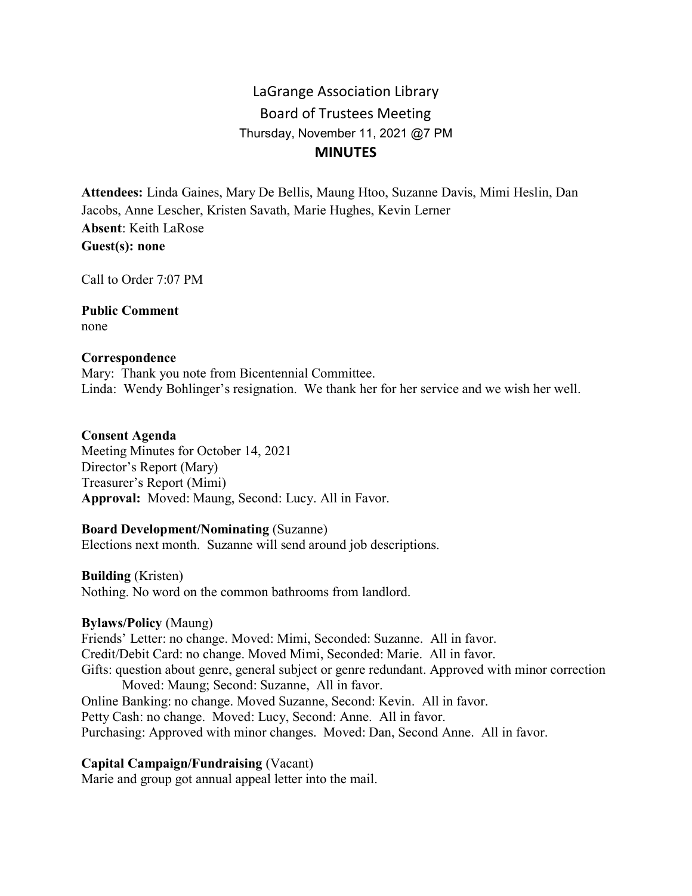# LaGrange Association Library
## Board of Trustees Meeting
### Thursday, November 11, 2021 @7 PM
## MINUTES

**Attendees:** Linda Gaines, Mary De Bellis, Maung Htoo, Suzanne Davis, Mimi Heslin, Dan Jacobs, Anne Lescher, Kristen Savath, Marie Hughes, Kevin Lerner
**Absent**: Keith LaRose
**Guest(s): none**

Call to Order 7:07 PM

**Public Comment**
none

**Correspondence**
Mary: Thank you note from Bicentennial Committee.
Linda: Wendy Bohlinger's resignation. We thank her for her service and we wish her well.

**Consent Agenda**
Meeting Minutes for October 14, 2021
Director's Report (Mary)
Treasurer's Report (Mimi)
**Approval:** Moved: Maung, Second: Lucy. All in Favor.

**Board Development/Nominating** (Suzanne)
Elections next month. Suzanne will send around job descriptions.

**Building** (Kristen)
Nothing. No word on the common bathrooms from landlord.

**Bylaws/Policy** (Maung)
Friends' Letter: no change. Moved: Mimi, Seconded: Suzanne. All in favor.
Credit/Debit Card: no change. Moved Mimi, Seconded: Marie. All in favor.
Gifts: question about genre, general subject or genre redundant. Approved with minor correction
Moved: Maung; Second: Suzanne, All in favor.
Online Banking: no change. Moved Suzanne, Second: Kevin. All in favor.
Petty Cash: no change. Moved: Lucy, Second: Anne. All in favor.
Purchasing: Approved with minor changes. Moved: Dan, Second Anne. All in favor.

**Capital Campaign/Fundraising** (Vacant)
Marie and group got annual appeal letter into the mail.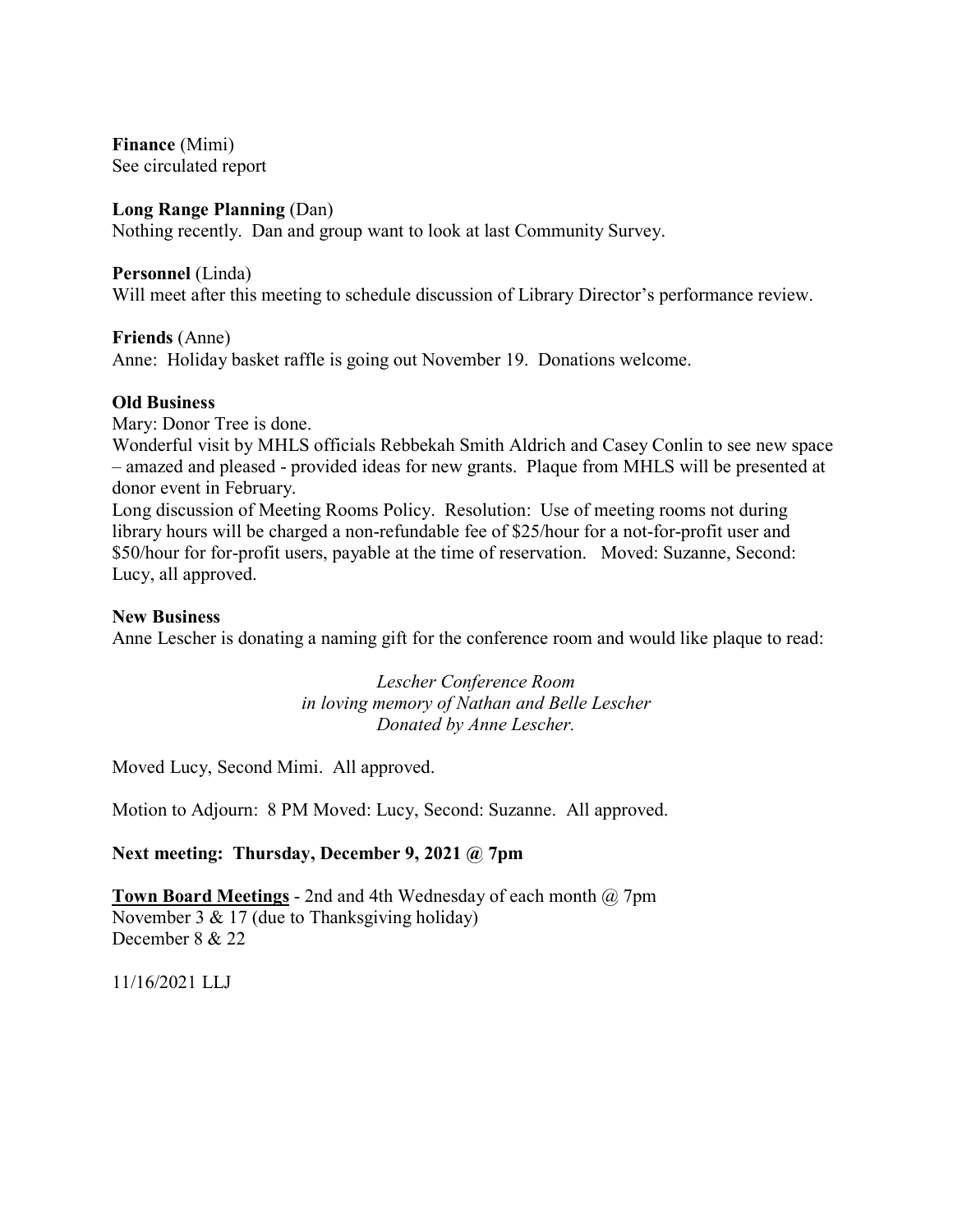**Finance** (Mimi)
See circulated report

**Long Range Planning** (Dan)
Nothing recently. Dan and group want to look at last Community Survey.

**Personnel** (Linda)
Will meet after this meeting to schedule discussion of Library Director's performance review.

**Friends** (Anne)
Anne: Holiday basket raffle is going out November 19. Donations welcome.

**Old Business**
Mary: Donor Tree is done.
Wonderful visit by MHLS officials Rebbekah Smith Aldrich and Casey Conlin to see new space – amazed and pleased - provided ideas for new grants. Plaque from MHLS will be presented at donor event in February.
Long discussion of Meeting Rooms Policy. Resolution: Use of meeting rooms not during library hours will be charged a non-refundable fee of $25/hour for a not-for-profit user and $50/hour for for-profit users, payable at the time of reservation. Moved: Suzanne, Second: Lucy, all approved.

**New Business**
Anne Lescher is donating a naming gift for the conference room and would like plaque to read:

*Lescher Conference Room*
*in loving memory of Nathan and Belle Lescher*
*Donated by Anne Lescher.*

Moved Lucy, Second Mimi. All approved.

Motion to Adjourn: 8 PM Moved: Lucy, Second: Suzanne. All approved.

**Next meeting: Thursday, December 9, 2021 @ 7pm**

**<u>Town Board Meetings</u>** - 2nd and 4th Wednesday of each month @ 7pm
November 3 & 17 (due to Thanksgiving holiday)
December 8 & 22

11/16/2021 LLJ